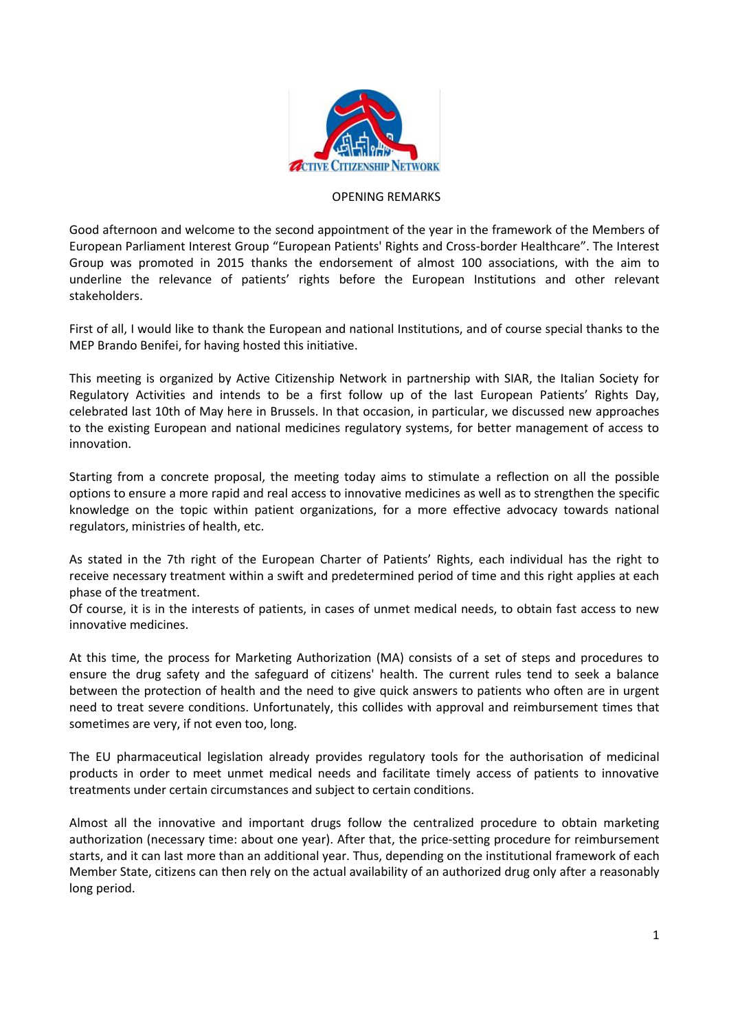# OPENING REMARKS

Good afternoon and welcome to the second appointment of the year in the framework of the Members of European Parliament Interest Group "European Patients' Rights and Cross-border Healthcare". The Interest Group was promoted in 2015 thanks the endorsement of almost 100 associations, with the aim to underline the relevance of patients' rights before the European Institutions and other relevant stakeholders.

First of all, I would like to thank the European and national Institutions, and of course special thanks to the MEP Brando Benifei, for having hosted this initiative.

This meeting is organized by Active Citizenship Network in partnership with SIAR, the Italian Society for Regulatory Activities and intends to be a first follow up of the last European Patients' Rights Day, celebrated last 10th of May here in Brussels. In that occasion, in particular, we discussed new approaches to the existing European and national medicines regulatory systems, for better management of access to innovation.

Starting from a concrete proposal, the meeting today aims to stimulate a reflection on all the possible options to ensure a more rapid and real access to innovative medicines as well as to strengthen the specific knowledge on the topic within patient organizations, for a more effective advocacy towards national regulators, ministries of health, etc.

As stated in the 7th right of the European Charter of Patients' Rights, each individual has the right to receive necessary treatment within a swift and predetermined period of time and this right applies at each phase of the treatment.
Of course, it is in the interests of patients, in cases of unmet medical needs, to obtain fast access to new innovative medicines.

At this time, the process for Marketing Authorization (MA) consists of a set of steps and procedures to ensure the drug safety and the safeguard of citizens' health. The current rules tend to seek a balance between the protection of health and the need to give quick answers to patients who often are in urgent need to treat severe conditions. Unfortunately, this collides with approval and reimbursement times that sometimes are very, if not even too, long.

The EU pharmaceutical legislation already provides regulatory tools for the authorisation of medicinal products in order to meet unmet medical needs and facilitate timely access of patients to innovative treatments under certain circumstances and subject to certain conditions.

Almost all the innovative and important drugs follow the centralized procedure to obtain marketing authorization (necessary time: about one year). After that, the price-setting procedure for reimbursement starts, and it can last more than an additional year. Thus, depending on the institutional framework of each Member State, citizens can then rely on the actual availability of an authorized drug only after a reasonably long period.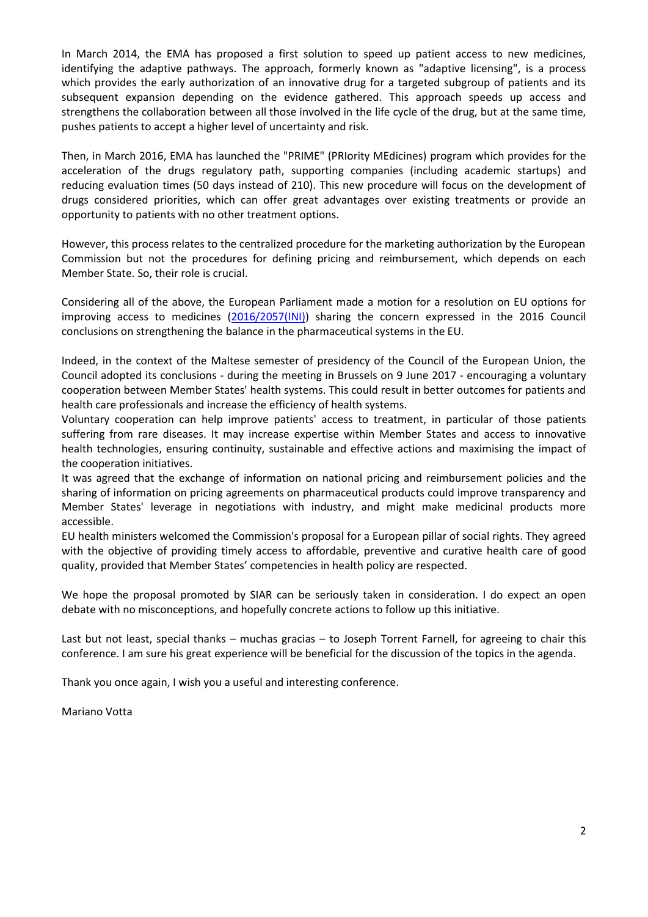In March 2014, the EMA has proposed a first solution to speed up patient access to new medicines, identifying the adaptive pathways. The approach, formerly known as "adaptive licensing", is a process which provides the early authorization of an innovative drug for a targeted subgroup of patients and its subsequent expansion depending on the evidence gathered. This approach speeds up access and strengthens the collaboration between all those involved in the life cycle of the drug, but at the same time, pushes patients to accept a higher level of uncertainty and risk.

Then, in March 2016, EMA has launched the "PRIME" (PRIority MEdicines) program which provides for the acceleration of the drugs regulatory path, supporting companies (including academic startups) and reducing evaluation times (50 days instead of 210). This new procedure will focus on the development of drugs considered priorities, which can offer great advantages over existing treatments or provide an opportunity to patients with no other treatment options.

However, this process relates to the centralized procedure for the marketing authorization by the European Commission but not the procedures for defining pricing and reimbursement, which depends on each Member State. So, their role is crucial.

Considering all of the above, the European Parliament made a motion for a resolution on EU options for improving access to medicines (2016/2057(INI)) sharing the concern expressed in the 2016 Council conclusions on strengthening the balance in the pharmaceutical systems in the EU.

Indeed, in the context of the Maltese semester of presidency of the Council of the European Union, the Council adopted its conclusions - during the meeting in Brussels on 9 June 2017 - encouraging a voluntary cooperation between Member States' health systems. This could result in better outcomes for patients and health care professionals and increase the efficiency of health systems.
Voluntary cooperation can help improve patients' access to treatment, in particular of those patients suffering from rare diseases. It may increase expertise within Member States and access to innovative health technologies, ensuring continuity, sustainable and effective actions and maximising the impact of the cooperation initiatives.
It was agreed that the exchange of information on national pricing and reimbursement policies and the sharing of information on pricing agreements on pharmaceutical products could improve transparency and Member States' leverage in negotiations with industry, and might make medicinal products more accessible.
EU health ministers welcomed the Commission's proposal for a European pillar of social rights. They agreed with the objective of providing timely access to affordable, preventive and curative health care of good quality, provided that Member States' competencies in health policy are respected.

We hope the proposal promoted by SIAR can be seriously taken in consideration. I do expect an open debate with no misconceptions, and hopefully concrete actions to follow up this initiative.

Last but not least, special thanks – muchas gracias – to Joseph Torrent Farnell, for agreeing to chair this conference. I am sure his great experience will be beneficial for the discussion of the topics in the agenda.

Thank you once again, I wish you a useful and interesting conference.

Mariano Votta